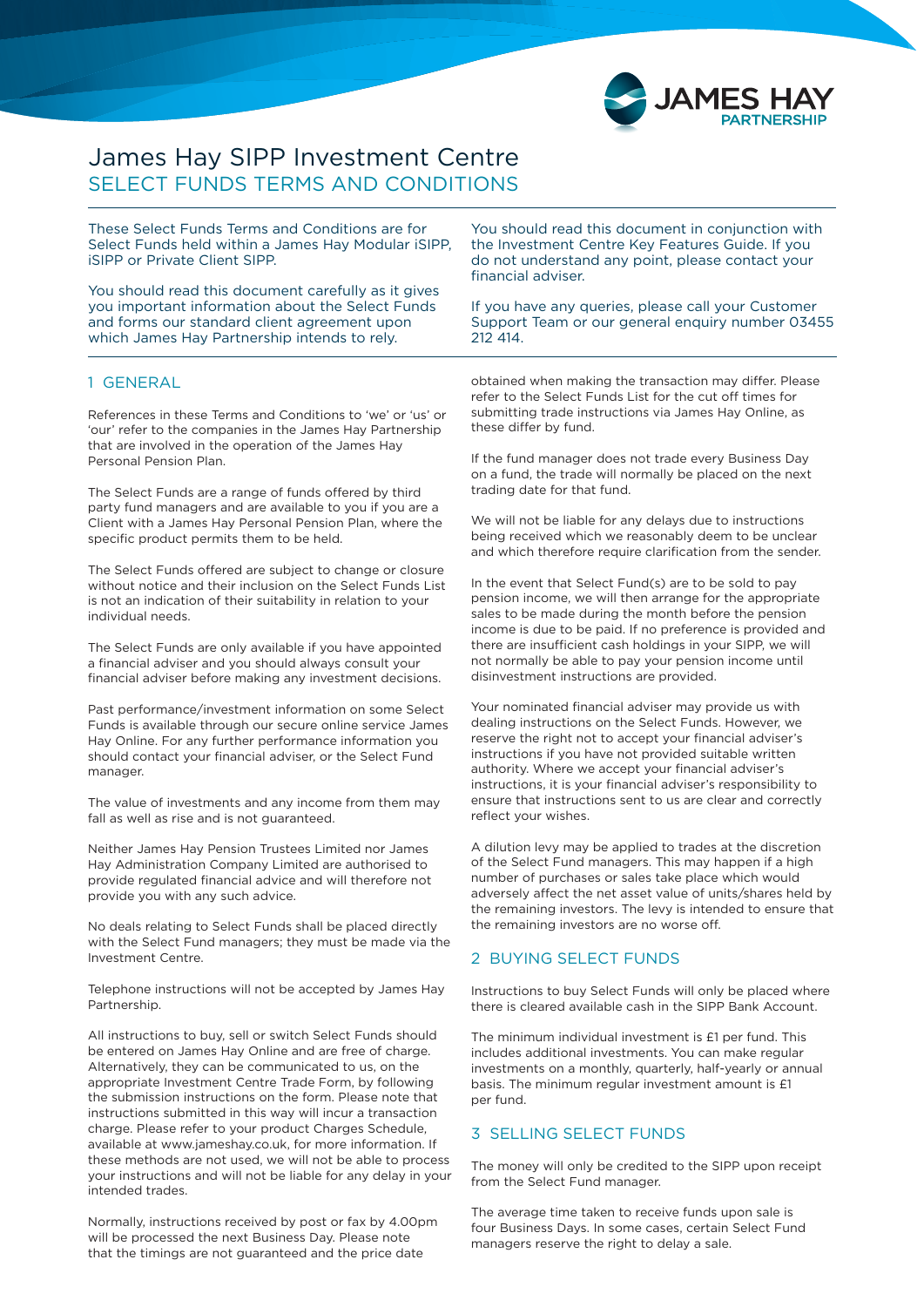# James Hay SIPP Investment Centre

## SELECT FUNDS TERMS AND CONDITIONS

These Select Funds Terms and Conditions are for Select Funds held within a James Hay Modular iSIPP, iSIPP or Private Client SIPP.

You should read this document carefully as it gives you important information about the Select Funds and forms our standard client agreement upon which James Hay Partnership intends to rely.

You should read this document in conjunction with the Investment Centre Key Features Guide. If you do not understand any point, please contact your financial adviser.

If you have any queries, please call your Customer Support Team or our general enquiry number 03455 212 414.

## 1 GENERAL

References in these Terms and Conditions to 'we' or 'us' or 'our' refer to the companies in the James Hay Partnership that are involved in the operation of the James Hay Personal Pension Plan.

The Select Funds are a range of funds offered by third party fund managers and are available to you if you are a Client with a James Hay Personal Pension Plan, where the specific product permits them to be held.

The Select Funds offered are subject to change or closure without notice and their inclusion on the Select Funds List is not an indication of their suitability in relation to your individual needs.

The Select Funds are only available if you have appointed a financial adviser and you should always consult your financial adviser before making any investment decisions.

Past performance/investment information on some Select Funds is available through our secure online service James Hay Online. For any further performance information you should contact your financial adviser, or the Select Fund manager.

The value of investments and any income from them may fall as well as rise and is not guaranteed.

Neither James Hay Pension Trustees Limited nor James Hay Administration Company Limited are authorised to provide regulated financial advice and will therefore not provide you with any such advice.

No deals relating to Select Funds shall be placed directly with the Select Fund managers; they must be made via the Investment Centre.

Telephone instructions will not be accepted by James Hay Partnership.

All instructions to buy, sell or switch Select Funds should be entered on James Hay Online and are free of charge. Alternatively, they can be communicated to us, on the appropriate Investment Centre Trade Form, by following the submission instructions on the form. Please note that instructions submitted in this way will incur a transaction charge. Please refer to your product Charges Schedule, available at www.jameshay.co.uk, for more information. If these methods are not used, we will not be able to process your instructions and will not be liable for any delay in your intended trades.

Normally, instructions received by post or fax by 4.00pm will be processed the next Business Day. Please note that the timings are not guaranteed and the price date obtained when making the transaction may differ. Please refer to the Select Funds List for the cut off times for submitting trade instructions via James Hay Online, as these differ by fund.

If the fund manager does not trade every Business Day on a fund, the trade will normally be placed on the next trading date for that fund.

We will not be liable for any delays due to instructions being received which we reasonably deem to be unclear and which therefore require clarification from the sender.

In the event that Select Fund(s) are to be sold to pay pension income, we will then arrange for the appropriate sales to be made during the month before the pension income is due to be paid. If no preference is provided and there are insufficient cash holdings in your SIPP, we will not normally be able to pay your pension income until disinvestment instructions are provided.

Your nominated financial adviser may provide us with dealing instructions on the Select Funds. However, we reserve the right not to accept your financial adviser's instructions if you have not provided suitable written authority. Where we accept your financial adviser's instructions, it is your financial adviser's responsibility to ensure that instructions sent to us are clear and correctly reflect your wishes.

A dilution levy may be applied to trades at the discretion of the Select Fund managers. This may happen if a high number of purchases or sales take place which would adversely affect the net asset value of units/shares held by the remaining investors. The levy is intended to ensure that the remaining investors are no worse off.

## 2 BUYING SELECT FUNDS

Instructions to buy Select Funds will only be placed where there is cleared available cash in the SIPP Bank Account.

The minimum individual investment is £1 per fund. This includes additional investments. You can make regular investments on a monthly, quarterly, half-yearly or annual basis. The minimum regular investment amount is £1 per fund.

## 3 SELLING SELECT FUNDS

The money will only be credited to the SIPP upon receipt from the Select Fund manager.

The average time taken to receive funds upon sale is four Business Days. In some cases, certain Select Fund managers reserve the right to delay a sale.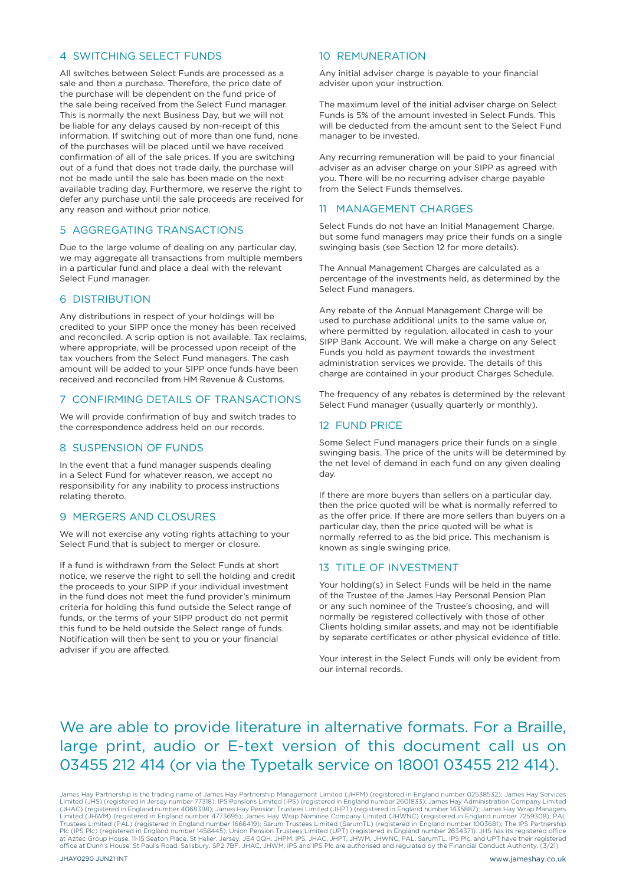## 4 SWITCHING SELECT FUNDS

All switches between Select Funds are processed as a sale and then a purchase. Therefore, the price date of the purchase will be dependent on the fund price of the sale being received from the Select Fund manager. This is normally the next Business Day, but we will not be liable for any delays caused by non-receipt of this information. If switching out of more than one fund, none of the purchases will be placed until we have received confirmation of all of the sale prices. If you are switching out of a fund that does not trade daily, the purchase will not be made until the sale has been made on the next available trading day. Furthermore, we reserve the right to defer any purchase until the sale proceeds are received for any reason and without prior notice.

## 5 AGGREGATING TRANSACTIONS

Due to the large volume of dealing on any particular day, we may aggregate all transactions from multiple members in a particular fund and place a deal with the relevant Select Fund manager.

## 6 DISTRIBUTION

Any distributions in respect of your holdings will be credited to your SIPP once the money has been received and reconciled. A scrip option is not available. Tax reclaims, where appropriate, will be processed upon receipt of the tax vouchers from the Select Fund managers. The cash amount will be added to your SIPP once funds have been received and reconciled from HM Revenue & Customs.

## 7 CONFIRMING DETAILS OF TRANSACTIONS

We will provide confirmation of buy and switch trades to the correspondence address held on our records.

## 8 SUSPENSION OF FUNDS

In the event that a fund manager suspends dealing in a Select Fund for whatever reason, we accept no responsibility for any inability to process instructions relating thereto.

## 9 MERGERS AND CLOSURES

We will not exercise any voting rights attaching to your Select Fund that is subject to merger or closure.

If a fund is withdrawn from the Select Funds at short notice, we reserve the right to sell the holding and credit the proceeds to your SIPP if your individual investment in the fund does not meet the fund provider's minimum criteria for holding this fund outside the Select range of funds, or the terms of your SIPP product do not permit this fund to be held outside the Select range of funds. Notification will then be sent to you or your financial adviser if you are affected.

## 10 REMUNERATION

Any initial adviser charge is payable to your financial adviser upon your instruction.

The maximum level of the initial adviser charge on Select Funds is 5% of the amount invested in Select Funds. This will be deducted from the amount sent to the Select Fund manager to be invested.

Any recurring remuneration will be paid to your financial adviser as an adviser charge on your SIPP as agreed with you. There will be no recurring adviser charge payable from the Select Funds themselves.

## 11 MANAGEMENT CHARGES

Select Funds do not have an Initial Management Charge, but some fund managers may price their funds on a single swinging basis (see Section 12 for more details).

The Annual Management Charges are calculated as a percentage of the investments held, as determined by the Select Fund managers.

Any rebate of the Annual Management Charge will be used to purchase additional units to the same value or, where permitted by regulation, allocated in cash to your SIPP Bank Account. We will make a charge on any Select Funds you hold as payment towards the investment administration services we provide. The details of this charge are contained in your product Charges Schedule.

The frequency of any rebates is determined by the relevant Select Fund manager (usually quarterly or monthly).

## 12 FUND PRICE

Some Select Fund managers price their funds on a single swinging basis. The price of the units will be determined by the net level of demand in each fund on any given dealing day.

If there are more buyers than sellers on a particular day, then the price quoted will be what is normally referred to as the offer price. If there are more sellers than buyers on a particular day, then the price quoted will be what is normally referred to as the bid price. This mechanism is known as single swinging price.

## 13 TITLE OF INVESTMENT

Your holding(s) in Select Funds will be held in the name of the Trustee of the James Hay Personal Pension Plan or any such nominee of the Trustee's choosing, and will normally be registered collectively with those of other Clients holding similar assets, and may not be identifiable by separate certificates or other physical evidence of title.

Your interest in the Select Funds will only be evident from our internal records.

We are able to provide literature in alternative formats. For a Braille, large print, audio or E-text version of this document call us on 03455 212 414 (or via the Typetalk service on 18001 03455 212 414).

James Hay Partnership is the trading name of James Hay Partnership Management Limited (JHPM) (registered in England number 02538532); James Hay Services Limited (JHS) (registered in Jersey number 77318); IPS Pensions Limited (IPS) (registered in England number 2601833); James Hay Administration Company Limited (JHAC) (registered in England number 4068398); James Hay Pension Trustees Limited (JHPT) (registered in England number 1435887); James Hay Wrap Managers Limited (JHWM) (registered in England number 4773695); James Hay Wrap Nominee Company Limited (JHWNC) (registered in England number 7259308); PAL Trustees Limited (PAL) (registered in England number 1666419); Sarum Trustees Limited (SarumTL) (registered in England number 1003681); The IPS Partnership Plc (IPS Plc) (registered in England number 1458445); Union Pension Trustees Limited (UPT) (registered in England number 2634371). JHS has its registered office at Aztec Group House, 11-15 Seaton Place, St Helier, Jersey, JE4 0QH. JHPM, IPS, JHAC, JHPT, JHWM, JHWNC, PAL, SarumTL, IPS Plc, and UPT have their registered office at Dunn's House, St Paul's Road, Salisbury, SP2 7BF. JHAC, JHWM, IPS and IPS Plc are authorised and regulated by the Financial Conduct Authority. (3/21)

JHAY0290 JUN21 INT

www.jameshay.co.uk